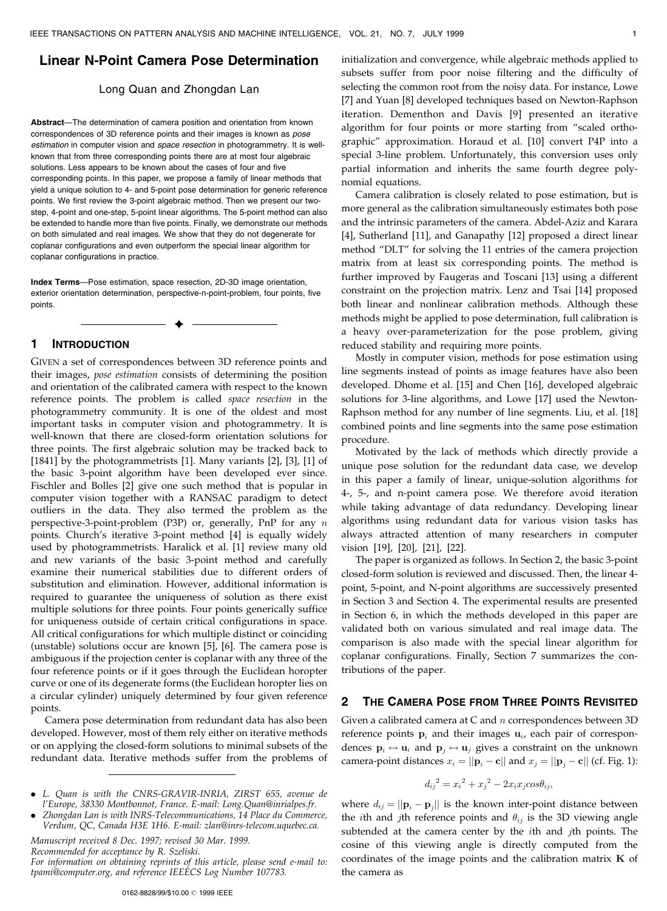# Linear N-Point Camera Pose Determination

Long Quan and Zhongdan Lan

**Abstract**—The determination of camera position and orientation from known correspondences of 3D reference points and their images is known as *pose estimation* in computer vision and *space resection* in photogrammetry. It is well-known that from three corresponding points there are at most four algebraic solutions. Less appears to be known about the cases of four and five corresponding points. In this paper, we propose a family of linear methods that yield a unique solution to 4- and 5-point pose determination for generic reference points. We first review the 3-point algebraic method. Then we present our two-step, 4-point and one-step, 5-point linear algorithms. The 5-point method can also be extended to handle more than five points. Finally, we demonstrate our methods on both simulated and real images. We show that they do not degenerate for coplanar configurations and even outperform the special linear algorithm for coplanar configurations in practice.

**Index Terms**—Pose estimation, space resection, 2D-3D image orientation, exterior orientation determination, perspective-n-point-problem, four points, five points.

## 1 Introduction

Given a set of correspondences between 3D reference points and their images, *pose estimation* consists of determining the position and orientation of the calibrated camera with respect to the known reference points. The problem is called *space resection* in the photogrammetry community. It is one of the oldest and most important tasks in computer vision and photogrammetry. It is well-known that there are closed-form orientation solutions for three points. The first algebraic solution may be tracked back to [1841] by the photogrammetrists [1]. Many variants [2], [3], [1] of the basic 3-point algorithm have been developed ever since. Fischler and Bolles [2] give one such method that is popular in computer vision together with a RANSAC paradigm to detect outliers in the data. They also termed the problem as the perspective-3-point-problem (P3P) or, generally, PnP for any $n$ points. Church's iterative 3-point method [4] is equally widely used by photogrammetrists. Haralick et al. [1] review many old and new variants of the basic 3-point method and carefully examine their numerical stabilities due to different orders of substitution and elimination. However, additional information is required to guarantee the uniqueness of solution as there exist multiple solutions for three points. Four points generically suffice for uniqueness outside of certain critical configurations in space. All critical configurations for which multiple distinct or coinciding (unstable) solutions occur are known [5], [6]. The camera pose is ambiguous if the projection center is coplanar with any three of the four reference points or if it goes through the Euclidean horopter curve or one of its degenerate forms (the Euclidean horopter lies on a circular cylinder) uniquely determined by four given reference points.

Camera pose determination from redundant data has also been developed. However, most of them rely either on iterative methods or on applying the closed-form solutions to minimal subsets of the redundant data. Iterative methods suffer from the problems of initialization and convergence, while algebraic methods applied to subsets suffer from poor noise filtering and the difficulty of selecting the common root from the noisy data. For instance, Lowe [7] and Yuan [8] developed techniques based on Newton-Raphson iteration. Dementhon and Davis [9] presented an iterative algorithm for four points or more starting from "scaled orthographic" approximation. Horaud et al. [10] convert P4P into a special 3-line problem. Unfortunately, this conversion uses only partial information and inherits the same fourth degree polynomial equations.

Camera calibration is closely related to pose estimation, but is more general as the calibration simultaneously estimates both pose and the intrinsic parameters of the camera. Abdel-Aziz and Karara [4], Sutherland [11], and Ganapathy [12] proposed a direct linear method "DLT" for solving the 11 entries of the camera projection matrix from at least six corresponding points. The method is further improved by Faugeras and Toscani [13] using a different constraint on the projection matrix. Lenz and Tsai [14] proposed both linear and nonlinear calibration methods. Although these methods might be applied to pose determination, full calibration is a heavy over-parameterization for the pose problem, giving reduced stability and requiring more points.

Mostly in computer vision, methods for pose estimation using line segments instead of points as image features have also been developed. Dhome et al. [15] and Chen [16], developed algebraic solutions for 3-line algorithms, and Lowe [17] used the Newton-Raphson method for any number of line segments. Liu, et al. [18] combined points and line segments into the same pose estimation procedure.

Motivated by the lack of methods which directly provide a unique pose solution for the redundant data case, we develop in this paper a family of linear, unique-solution algorithms for 4-, 5-, and n-point camera pose. We therefore avoid iteration while taking advantage of data redundancy. Developing linear algorithms using redundant data for various vision tasks has always attracted attention of many researchers in computer vision [19], [20], [21], [22].

The paper is organized as follows. In Section 2, the basic 3-point closed-form solution is reviewed and discussed. Then, the linear 4-point, 5-point, and N-point algorithms are successively presented in Section 3 and Section 4. The experimental results are presented in Section 6, in which the methods developed in this paper are validated both on various simulated and real image data. The comparison is also made with the special linear algorithm for coplanar configurations. Finally, Section 7 summarizes the contributions of the paper.

## 2 The Camera Pose from Three Points Revisited

Given a calibrated camera at C and $n$ correspondences between 3D reference points $\mathbf{p}_i$ and their images $\mathbf{u}_i$, each pair of correspondences $\mathbf{p}_i \leftrightarrow \mathbf{u}_i$ and $\mathbf{p}_j \leftrightarrow \mathbf{u}_j$ gives a constraint on the unknown camera-point distances $x_i = ||\mathbf{p}_i - \mathbf{c}||$ and $x_j = ||\mathbf{p}_j - \mathbf{c}||$ (cf. Fig. 1):

$$d_{ij}{}^2 = x_i{}^2 + x_j{}^2 - 2x_i x_j cos\theta_{ij},$$

where $d_{ij} = ||\mathbf{p}_i - \mathbf{p}_j||$ is the known inter-point distance between the $i$th and $j$th reference points and $\theta_{ij}$ is the 3D viewing angle subtended at the camera center by the $i$th and $j$th points. The cosine of this viewing angle is directly computed from the coordinates of the image points and the calibration matrix $\mathbf{K}$ of the camera as

---

- L. Quan is with the CNRS-GRAVIR-INRIA, ZIRST 655, avenue de l'Europe, 38330 Montbonnot, France. E-mail: Long.Quan@inrialpes.fr.
- Zhongdan Lan is with INRS-Telecommunications, 14 Place du Commerce, Verdum, QC, Canada H3E 1H6. E-mail: zlan@inrs-telecom.uquebec.ca.

*Manuscript received 8 Dec. 1997; revised 30 Mar. 1999.*
*Recommended for acceptance by R. Szeliski.*
*For information on obtaining reprints of this article, please send e-mail to: tpami@computer.org, and reference IEEECS Log Number 107783.*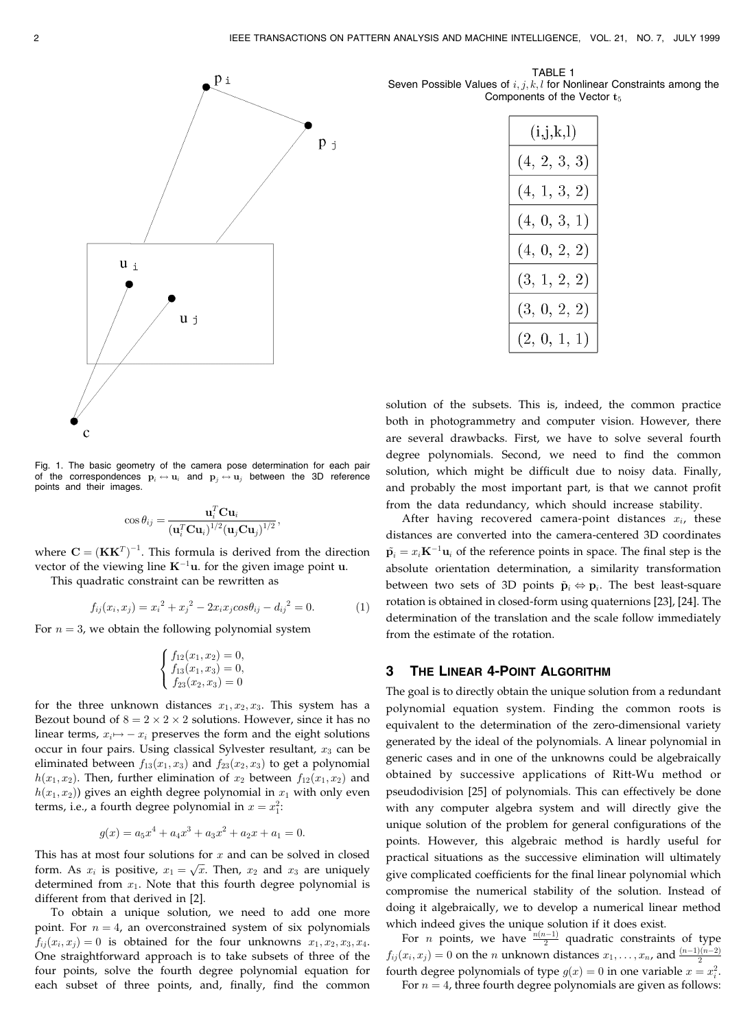Fig. 1. The basic geometry of the camera pose determination for each pair of the correspondences $\mathbf{p}_i \leftrightarrow \mathbf{u}_i$ and $\mathbf{p}_j \leftrightarrow \mathbf{u}_j$ between the 3D reference points and their images.

$$\cos\theta_{ij} = \frac{\mathbf{u}_i^T \mathbf{C} \mathbf{u}_i}{(\mathbf{u}_i^T \mathbf{C} \mathbf{u}_i)^{1/2} (\mathbf{u}_j \mathbf{C} \mathbf{u}_j)^{1/2}},$$

where $\mathbf{C} = (\mathbf{K}\mathbf{K}^T)^{-1}$. This formula is derived from the direction vector of the viewing line $\mathbf{K}^{-1}\mathbf{u}$. for the given image point $\mathbf{u}$.

This quadratic constraint can be rewritten as

$$f_{ij}(x_i, x_j) = x_i{}^2 + x_j{}^2 - 2x_i x_j cos\theta_{ij} - d_{ij}{}^2 = 0. \qquad (1)$$

For $n = 3$, we obtain the following polynomial system

$$\begin{cases} f_{12}(x_1, x_2) = 0, \\ f_{13}(x_1, x_3) = 0, \\ f_{23}(x_2, x_3) = 0 \end{cases}$$

for the three unknown distances $x_1, x_2, x_3$. This system has a Bezout bound of $8 = 2 \times 2 \times 2$ solutions. However, since it has no linear terms, $x_i \mapsto -x_i$ preserves the form and the eight solutions occur in four pairs. Using classical Sylvester resultant, $x_3$ can be eliminated between $f_{13}(x_1, x_3)$ and $f_{23}(x_2, x_3)$ to get a polynomial $h(x_1, x_2)$. Then, further elimination of $x_2$ between $f_{12}(x_1, x_2)$ and $h(x_1, x_2)$) gives an eighth degree polynomial in $x_1$ with only even terms, i.e., a fourth degree polynomial in $x = x_1^2$:

$$g(x) = a_5 x^4 + a_4 x^3 + a_3 x^2 + a_2 x + a_1 = 0.$$

This has at most four solutions for $x$ and can be solved in closed form. As $x_i$ is positive, $x_1 = \sqrt{x}$. Then, $x_2$ and $x_3$ are uniquely determined from $x_1$. Note that this fourth degree polynomial is different from that derived in [2].

To obtain a unique solution, we need to add one more point. For $n = 4$, an overconstrained system of six polynomials $f_{ij}(x_i, x_j) = 0$ is obtained for the four unknowns $x_1, x_2, x_3, x_4$. One straightforward approach is to take subsets of three of the four points, solve the fourth degree polynomial equation for each subset of three points, and, finally, find the common solution of the subsets. This is, indeed, the common practice both in photogrammetry and computer vision. However, there are several drawbacks. First, we have to solve several fourth degree polynomials. Second, we need to find the common solution, which might be difficult due to noisy data. Finally, and probably the most important part, is that we cannot profit from the data redundancy, which should increase stability.

After having recovered camera-point distances $x_i$, these distances are converted into the camera-centered 3D coordinates $\tilde{\mathbf{p}}_i = x_i \mathbf{K}^{-1} \mathbf{u}_i$ of the reference points in space. The final step is the absolute orientation determination, a similarity transformation between two sets of 3D points $\tilde{\mathbf{p}}_i \Leftrightarrow \mathbf{p}_i$. The best least-square rotation is obtained in closed-form using quaternions [23], [24]. The determination of the translation and the scale follow immediately from the estimate of the rotation.

TABLE 1
Seven Possible Values of $i, j, k, l$ for Nonlinear Constraints among the Components of the Vector $\mathbf{t}_5$

| (i,j,k,l) |
|---|
| (4, 2, 3, 3) |
| (4, 1, 3, 2) |
| (4, 0, 3, 1) |
| (4, 0, 2, 2) |
| (3, 1, 2, 2) |
| (3, 0, 2, 2) |
| (2, 0, 1, 1) |

## 3 The Linear 4-Point Algorithm

The goal is to directly obtain the unique solution from a redundant polynomial equation system. Finding the common roots is equivalent to the determination of the zero-dimensional variety generated by the ideal of the polynomials. A linear polynomial in generic cases and in one of the unknowns could be algebraically obtained by successive applications of Ritt-Wu method or pseudodivision [25] of polynomials. This can effectively be done with any computer algebra system and will directly give the unique solution of the problem for general configurations of the points. However, this algebraic method is hardly useful for practical situations as the successive elimination will ultimately give complicated coefficients for the final linear polynomial which compromise the numerical stability of the solution. Instead of doing it algebraically, we to develop a numerical linear method which indeed gives the unique solution if it does exist.

For $n$ points, we have $\frac{n(n-1)}{2}$ quadratic constraints of type $f_{ij}(x_i, x_j) = 0$ on the $n$ unknown distances $x_1, \ldots, x_n$, and $\frac{(n-1)(n-2)}{2}$ fourth degree polynomials of type $g(x) = 0$ in one variable $x = x_i^2$.

For $n = 4$, three fourth degree polynomials are given as follows: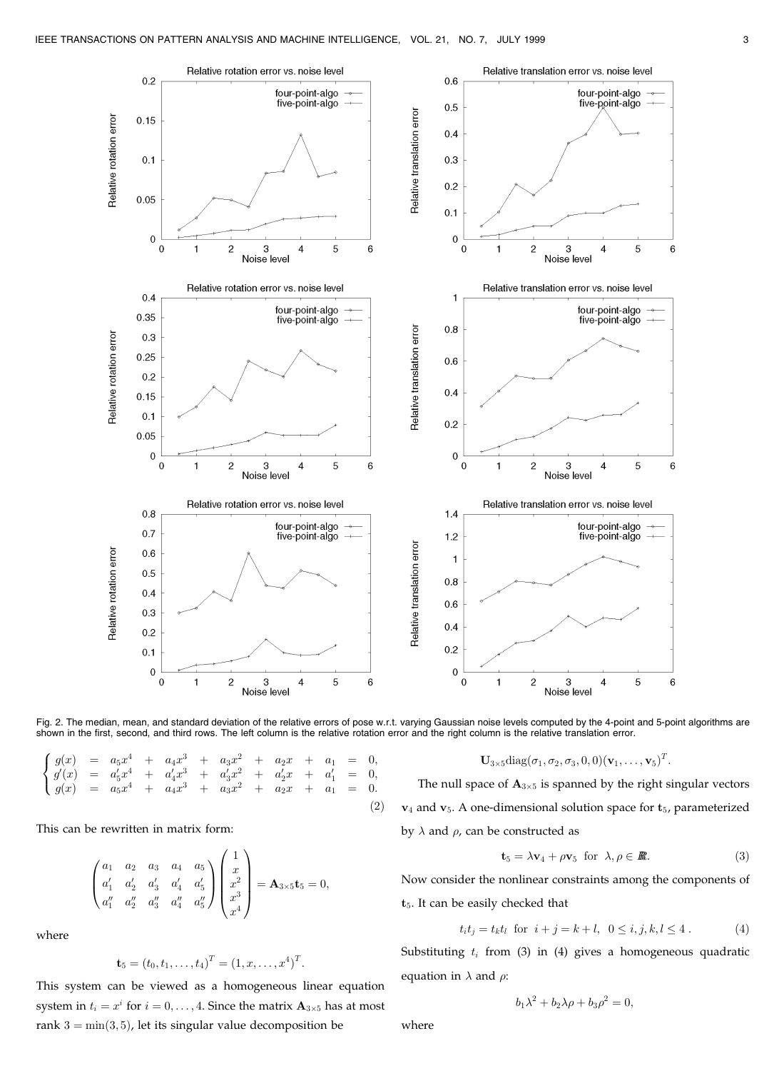Fig. 2. The median, mean, and standard deviation of the relative errors of pose w.r.t. varying Gaussian noise levels computed by the 4-point and 5-point algorithms are shown in the first, second, and third rows. The left column is the relative rotation error and the right column is the relative translation error.

$$\begin{cases} g(x) &= a_5x^4 + a_4x^3 + a_3x^2 + a_2x + a_1 = 0, \\ g'(x) &= a'_5x^4 + a'_4x^3 + a'_3x^2 + a'_2x + a'_1 = 0, \\ g(x) &= a_5x^4 + a_4x^3 + a_3x^2 + a_2x + a_1 = 0. \end{cases} \tag{2}$$

This can be rewritten in matrix form:

$$\begin{pmatrix} a_1 & a_2 & a_3 & a_4 & a_5 \\ a'_1 & a'_2 & a'_3 & a'_4 & a'_5 \\ a''_1 & a''_2 & a''_3 & a''_4 & a''_5 \end{pmatrix} \begin{pmatrix} 1 \\ x \\ x^2 \\ x^3 \\ x^4 \end{pmatrix} = \mathbf{A}_{3\times 5}\mathbf{t}_5 = 0,$$

where

$$\mathbf{t}_5 = (t_0, t_1, \ldots, t_4)^T = (1, x, \ldots, x^4)^T.$$

This system can be viewed as a homogeneous linear equation system in $t_i = x^i$ for $i = 0, \ldots, 4$. Since the matrix $\mathbf{A}_{3\times 5}$ has at most rank $3 = \min(3, 5)$, let its singular value decomposition be

$$\mathbf{U}_{3\times 5}\mathrm{diag}(\sigma_1, \sigma_2, \sigma_3, 0, 0)(\mathbf{v}_1, \ldots, \mathbf{v}_5)^T.$$

The null space of $\mathbf{A}_{3\times 5}$ is spanned by the right singular vectors $\mathbf{v}_4$ and $\mathbf{v}_5$. A one-dimensional solution space for $\mathbf{t}_5$, parameterized by $\lambda$ and $\rho$, can be constructed as

$$\mathbf{t}_5 = \lambda\mathbf{v}_4 + \rho\mathbf{v}_5 \;\text{ for }\; \lambda, \rho \in \mathbb{R}. \tag{3}$$

Now consider the nonlinear constraints among the components of $\mathbf{t}_5$. It can be easily checked that

$$t_it_j = t_kt_l \;\text{ for }\; i + j = k + l, \;\; 0 \le i, j, k, l \le 4\,. \tag{4}$$

Substituting $t_i$ from (3) in (4) gives a homogeneous quadratic equation in $\lambda$ and $\rho$:

$$b_1\lambda^2 + b_2\lambda\rho + b_3\rho^2 = 0,$$

where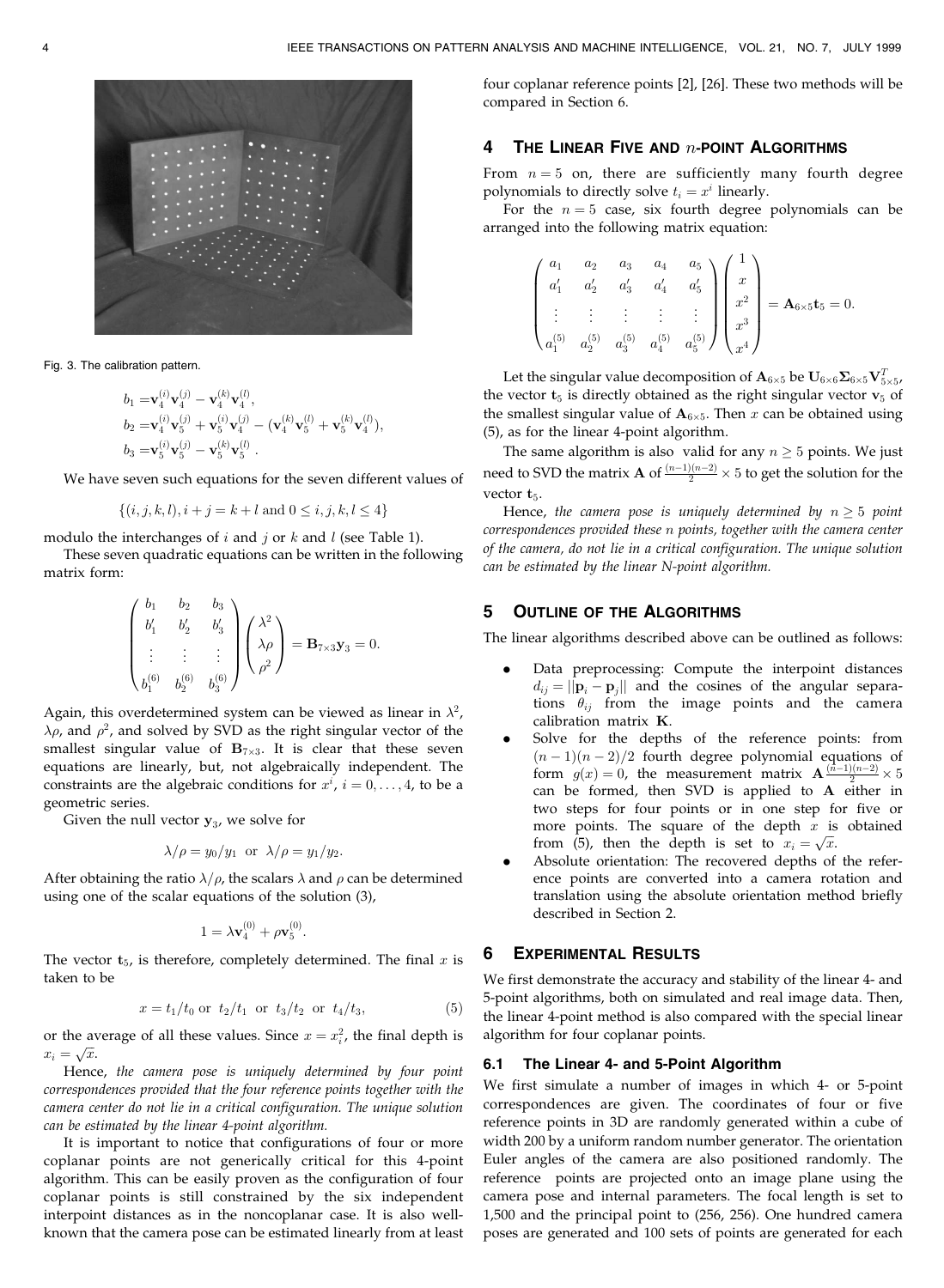Fig. 3. The calibration pattern.

$$
\begin{aligned}
b_1 &= \mathbf{v}_4^{(i)}\mathbf{v}_4^{(j)} - \mathbf{v}_4^{(k)}\mathbf{v}_4^{(l)},\\
b_2 &= \mathbf{v}_4^{(i)}\mathbf{v}_5^{(j)} + \mathbf{v}_5^{(i)}\mathbf{v}_4^{(j)} - (\mathbf{v}_4^{(k)}\mathbf{v}_5^{(l)} + \mathbf{v}_5^{(k)}\mathbf{v}_4^{(l)}),\\
b_3 &= \mathbf{v}_5^{(i)}\mathbf{v}_5^{(j)} - \mathbf{v}_5^{(k)}\mathbf{v}_5^{(l)}.
\end{aligned}
$$

We have seven such equations for the seven different values of

$$\{(i,j,k,l), i+j = k+l \text{ and } 0 \le i,j,k,l \le 4\}$$

modulo the interchanges of $i$ and $j$ or $k$ and $l$ (see Table 1).

These seven quadratic equations can be written in the following matrix form:

$$
\begin{pmatrix}
b_1 & b_2 & b_3\\
b_1' & b_2' & b_3'\\
\vdots & \vdots & \vdots\\
b_1^{(6)} & b_2^{(6)} & b_3^{(6)}
\end{pmatrix}
\begin{pmatrix}
\lambda^2\\
\lambda\rho\\
\rho^2
\end{pmatrix}
= \mathbf{B}_{7\times 3}\mathbf{y}_3 = 0.
$$

Again, this overdetermined system can be viewed as linear in $\lambda^2$, $\lambda\rho$, and $\rho^2$, and solved by SVD as the right singular vector of the smallest singular value of $\mathbf{B}_{7\times 3}$. It is clear that these seven equations are linearly, but, not algebraically independent. The constraints are the algebraic conditions for $x^i$, $i = 0, \ldots, 4$, to be a geometric series.

Given the null vector $\mathbf{y}_3$, we solve for

$$\lambda/\rho = y_0/y_1 \text{ or } \lambda/\rho = y_1/y_2.$$

After obtaining the ratio $\lambda/\rho$, the scalars $\lambda$ and $\rho$ can be determined using one of the scalar equations of the solution (3),

$$1 = \lambda \mathbf{v}_4^{(0)} + \rho \mathbf{v}_5^{(0)}.$$

The vector $\mathbf{t}_5$, is therefore, completely determined. The final $x$ is taken to be

$$x = t_1/t_0 \text{ or } t_2/t_1 \text{ or } t_3/t_2 \text{ or } t_4/t_3, \tag{5}$$

or the average of all these values. Since $x = x_i^2$, the final depth is $x_i = \sqrt{x}$.

Hence, *the camera pose is uniquely determined by four point correspondences provided that the four reference points together with the camera center do not lie in a critical configuration. The unique solution can be estimated by the linear 4-point algorithm.*

It is important to notice that configurations of four or more coplanar points are not generically critical for this 4-point algorithm. This can be easily proven as the configuration of four coplanar points is still constrained by the six independent interpoint distances as in the noncoplanar case. It is also well-known that the camera pose can be estimated linearly from at least four coplanar reference points [2], [26]. These two methods will be compared in Section 6.

## 4 The Linear Five and $n$-Point Algorithms

From $n = 5$ on, there are sufficiently many fourth degree polynomials to directly solve $t_i = x^i$ linearly.

For the $n = 5$ case, six fourth degree polynomials can be arranged into the following matrix equation:

$$
\begin{pmatrix}
a_1 & a_2 & a_3 & a_4 & a_5\\
a_1' & a_2' & a_3' & a_4' & a_5'\\
\vdots & \vdots & \vdots & \vdots & \vdots\\
a_1^{(5)} & a_2^{(5)} & a_3^{(5)} & a_4^{(5)} & a_5^{(5)}
\end{pmatrix}
\begin{pmatrix}
1\\
x\\
x^2\\
x^3\\
x^4
\end{pmatrix}
= \mathbf{A}_{6\times 5}\mathbf{t}_5 = 0.
$$

Let the singular value decomposition of $\mathbf{A}_{6\times 5}$ be $\mathbf{U}_{6\times 6}\mathbf{\Sigma}_{6\times 5}\mathbf{V}_{5\times 5}^T$, the vector $\mathbf{t}_5$ is directly obtained as the right singular vector $\mathbf{v}_5$ of the smallest singular value of $\mathbf{A}_{6\times 5}$. Then $x$ can be obtained using (5), as for the linear 4-point algorithm.

The same algorithm is also valid for any $n \ge 5$ points. We just need to SVD the matrix $\mathbf{A}$ of $\frac{(n-1)(n-2)}{2} \times 5$ to get the solution for the vector $\mathbf{t}_5$.

Hence, *the camera pose is uniquely determined by $n \ge 5$ point correspondences provided these $n$ points, together with the camera center of the camera, do not lie in a critical configuration. The unique solution can be estimated by the linear N-point algorithm.*

## 5 Outline of the Algorithms

The linear algorithms described above can be outlined as follows:

- Data preprocessing: Compute the interpoint distances $d_{ij} = ||\mathbf{p}_i - \mathbf{p}_j||$ and the cosines of the angular separations $\theta_{ij}$ from the image points and the camera calibration matrix $\mathbf{K}$.
- Solve for the depths of the reference points: from $(n-1)(n-2)/2$ fourth degree polynomial equations of form $g(x) = 0$, the measurement matrix $\mathbf{A}\,\frac{(n-1)(n-2)}{2} \times 5$ can be formed, then SVD is applied to $\mathbf{A}$ either in two steps for four points or in one step for five or more points. The square of the depth $x$ is obtained from (5), then the depth is set to $x_i = \sqrt{x}$.
- Absolute orientation: The recovered depths of the reference points are converted into a camera rotation and translation using the absolute orientation method briefly described in Section 2.

## 6 Experimental Results

We first demonstrate the accuracy and stability of the linear 4- and 5-point algorithms, both on simulated and real image data. Then, the linear 4-point method is also compared with the special linear algorithm for four coplanar points.

### 6.1 The Linear 4- and 5-Point Algorithm

We first simulate a number of images in which 4- or 5-point correspondences are given. The coordinates of four or five reference points in 3D are randomly generated within a cube of width 200 by a uniform random number generator. The orientation Euler angles of the camera are also positioned randomly. The reference points are projected onto an image plane using the camera pose and internal parameters. The focal length is set to 1,500 and the principal point to (256, 256). One hundred camera poses are generated and 100 sets of points are generated for each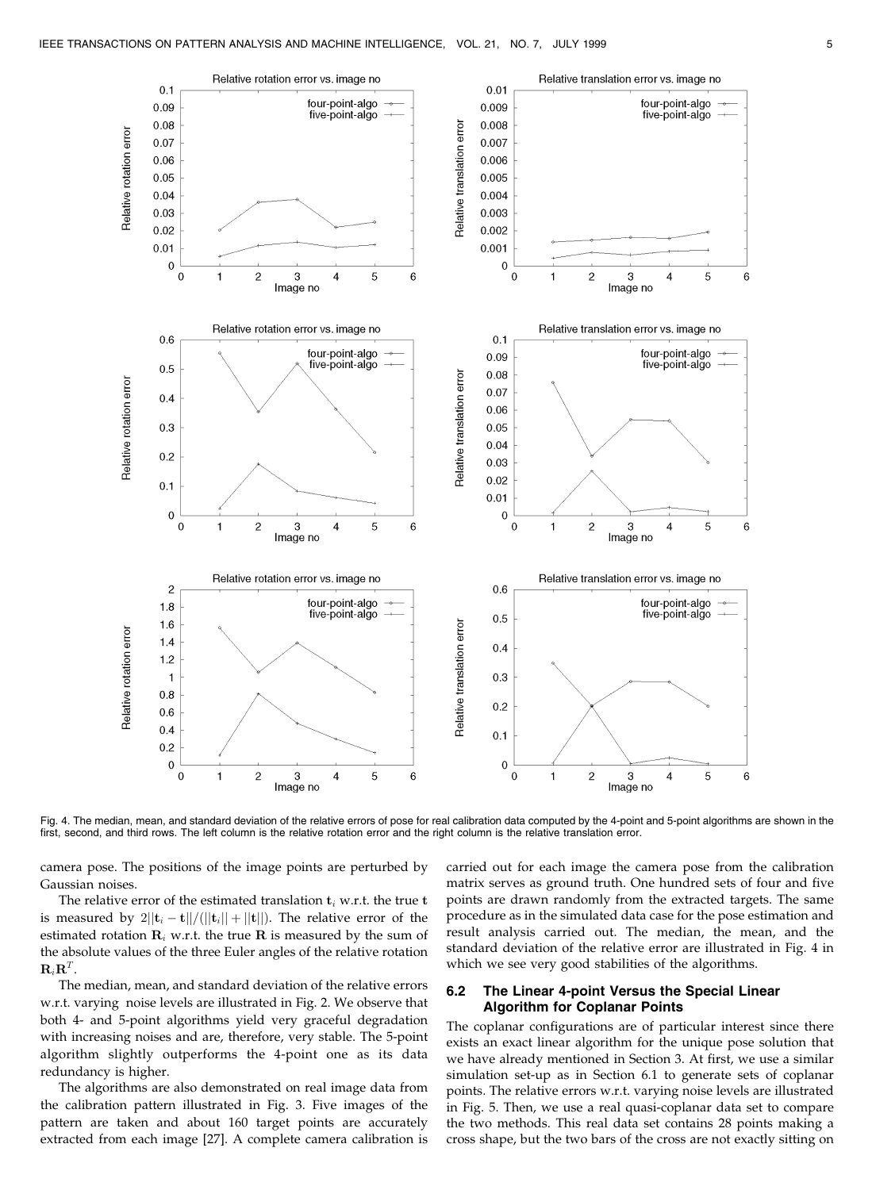Fig. 4. The median, mean, and standard deviation of the relative errors of pose for real calibration data computed by the 4-point and 5-point algorithms are shown in the first, second, and third rows. The left column is the relative rotation error and the right column is the relative translation error.

camera pose. The positions of the image points are perturbed by Gaussian noises.

The relative error of the estimated translation $\mathbf{t}_i$ w.r.t. the true $\mathbf{t}$ is measured by $2||\mathbf{t}_i - \mathbf{t}||/(||\mathbf{t}_i|| + ||\mathbf{t}||)$. The relative error of the estimated rotation $\mathbf{R}_i$ w.r.t. the true $\mathbf{R}$ is measured by the sum of the absolute values of the three Euler angles of the relative rotation $\mathbf{R}_i\mathbf{R}^T$.

The median, mean, and standard deviation of the relative errors w.r.t. varying noise levels are illustrated in Fig. 2. We observe that both 4- and 5-point algorithms yield very graceful degradation with increasing noises and are, therefore, very stable. The 5-point algorithm slightly outperforms the 4-point one as its data redundancy is higher.

The algorithms are also demonstrated on real image data from the calibration pattern illustrated in Fig. 3. Five images of the pattern are taken and about 160 target points are accurately extracted from each image [27]. A complete camera calibration is carried out for each image the camera pose from the calibration matrix serves as ground truth. One hundred sets of four and five points are drawn randomly from the extracted targets. The same procedure as in the simulated data case for the pose estimation and result analysis carried out. The median, the mean, and the standard deviation of the relative error are illustrated in Fig. 4 in which we see very good stabilities of the algorithms.

### 6.2 The Linear 4-point Versus the Special Linear Algorithm for Coplanar Points

The coplanar configurations are of particular interest since there exists an exact linear algorithm for the unique pose solution that we have already mentioned in Section 3. At first, we use a similar simulation set-up as in Section 6.1 to generate sets of coplanar points. The relative errors w.r.t. varying noise levels are illustrated in Fig. 5. Then, we use a real quasi-coplanar data set to compare the two methods. This real data set contains 28 points making a cross shape, but the two bars of the cross are not exactly sitting on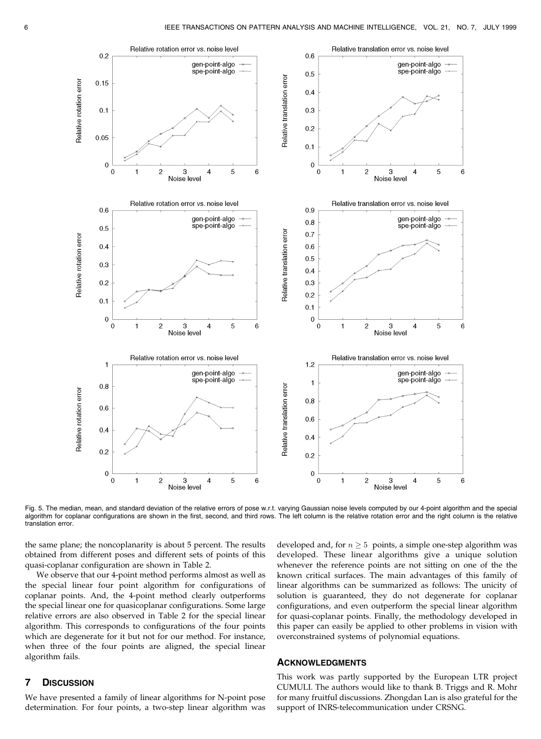Fig. 5. The median, mean, and standard deviation of the relative errors of pose w.r.t. varying Gaussian noise levels computed by our 4-point algorithm and the special algorithm for coplanar configurations are shown in the first, second, and third rows. The left column is the relative rotation error and the right column is the relative translation error.

the same plane; the noncoplanarity is about 5 percent. The results obtained from different poses and different sets of points of this quasi-coplanar configuration are shown in Table 2.

We observe that our 4-point method performs almost as well as the special linear four point algorithm for configurations of coplanar points. And, the 4-point method clearly outperforms the special linear one for quasicoplanar configurations. Some large relative errors are also observed in Table 2 for the special linear algorithm. This corresponds to configurations of the four points which are degenerate for it but not for our method. For instance, when three of the four points are aligned, the special linear algorithm fails.

## 7 Discussion

We have presented a family of linear algorithms for N-point pose determination. For four points, a two-step linear algorithm was developed and, for $n \geq 5$ points, a simple one-step algorithm was developed. These linear algorithms give a unique solution whenever the reference points are not sitting on one of the the known critical surfaces. The main advantages of this family of linear algorithms can be summarized as follows: The unicity of solution is guaranteed, they do not degenerate for coplanar configurations, and even outperform the special linear algorithm for quasi-coplanar points. Finally, the methodology developed in this paper can easily be applied to other problems in vision with overconstrained systems of polynomial equations.

## Acknowledgments

This work was partly supported by the European LTR project CUMULI. The authors would like to thank B. Triggs and R. Mohr for many fruitful discussions. Zhongdan Lan is also grateful for the support of INRS-telecommunication under CRSNG.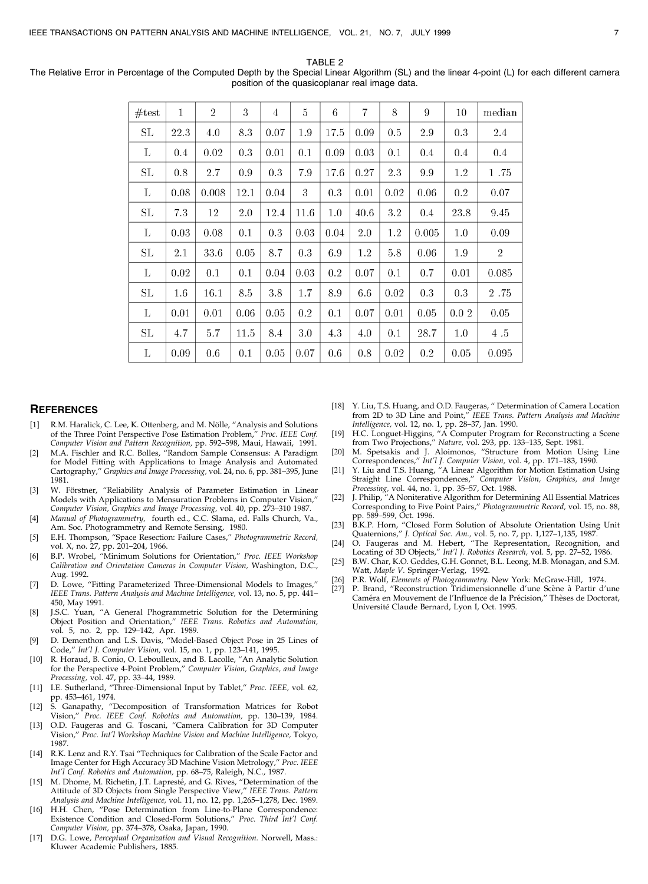TABLE 2
The Relative Error in Percentage of the Computed Depth by the Special Linear Algorithm (SL) and the linear 4-point (L) for each different camera position of the quasicoplanar real image data.

| #test | 1 | 2 | 3 | 4 | 5 | 6 | 7 | 8 | 9 | 10 | median |
|---|---|---|---|---|---|---|---|---|---|---|---|
| SL | 22.3 | 4.0 | 8.3 | 0.07 | 1.9 | 17.5 | 0.09 | 0.5 | 2.9 | 0.3 | 2.4 |
| L | 0.4 | 0.02 | 0.3 | 0.01 | 0.1 | 0.09 | 0.03 | 0.1 | 0.4 | 0.4 | 0.4 |
| SL | 0.8 | 2.7 | 0.9 | 0.3 | 7.9 | 17.6 | 0.27 | 2.3 | 9.9 | 1.2 | 1 .75 |
| L | 0.08 | 0.008 | 12.1 | 0.04 | 3 | 0.3 | 0.01 | 0.02 | 0.06 | 0.2 | 0.07 |
| SL | 7.3 | 12 | 2.0 | 12.4 | 11.6 | 1.0 | 40.6 | 3.2 | 0.4 | 23.8 | 9.45 |
| L | 0.03 | 0.08 | 0.1 | 0.3 | 0.03 | 0.04 | 2.0 | 1.2 | 0.005 | 1.0 | 0.09 |
| SL | 2.1 | 33.6 | 0.05 | 8.7 | 0.3 | 6.9 | 1.2 | 5.8 | 0.06 | 1.9 | 2 |
| L | 0.02 | 0.1 | 0.1 | 0.04 | 0.03 | 0.2 | 0.07 | 0.1 | 0.7 | 0.01 | 0.085 |
| SL | 1.6 | 16.1 | 8.5 | 3.8 | 1.7 | 8.9 | 6.6 | 0.02 | 0.3 | 0.3 | 2 .75 |
| L | 0.01 | 0.01 | 0.06 | 0.05 | 0.2 | 0.1 | 0.07 | 0.01 | 0.05 | 0.0 2 | 0.05 |
| SL | 4.7 | 5.7 | 11.5 | 8.4 | 3.0 | 4.3 | 4.0 | 0.1 | 28.7 | 1.0 | 4 .5 |
| L | 0.09 | 0.6 | 0.1 | 0.05 | 0.07 | 0.6 | 0.8 | 0.02 | 0.2 | 0.05 | 0.095 |

## REFERENCES

[1] R.M. Haralick, C. Lee, K. Ottenberg, and M. Nölle, "Analysis and Solutions of the Three Point Perspective Pose Estimation Problem," *Proc. IEEE Conf. Computer Vision and Pattern Recognition,* pp. 592–598, Maui, Hawaii, 1991.

[2] M.A. Fischler and R.C. Bolles, "Random Sample Consensus: A Paradigm for Model Fitting with Applications to Image Analysis and Automated Cartography," *Graphics and Image Processing,* vol. 24, no. 6, pp. 381–395, June 1981.

[3] W. Förstner, "Reliability Analysis of Parameter Estimation in Linear Models with Applications to Mensuration Problems in Computer Vision," *Computer Vision, Graphics and Image Processing,* vol. 40, pp. 273–310 1987.

[4] *Manual of Photogrammetry,* fourth ed., C.C. Slama, ed. Falls Church, Va., Am. Soc. Photogrammetry and Remote Sensing, 1980.

[5] E.H. Thompson, "Space Resection: Failure Cases," *Photogrammetric Record,* vol. X, no. 27, pp. 201–204, 1966.

[6] B.P. Wrobel, "Minimum Solutions for Orientation," *Proc. IEEE Workshop Calibration and Orientation Cameras in Computer Vision,* Washington, D.C., Aug. 1992.

[7] D. Lowe, "Fitting Parameterized Three-Dimensional Models to Images," *IEEE Trans. Pattern Analysis and Machine Intelligence,* vol. 13, no. 5, pp. 441–450, May 1991.

[8] J.S.C. Yuan, "A General Phogrammetric Solution for the Determining Object Position and Orientation," *IEEE Trans. Robotics and Automation,* vol. 5, no. 2, pp. 129–142, Apr. 1989.

[9] D. Dementhon and L.S. Davis, "Model-Based Object Pose in 25 Lines of Code," *Int'l J. Computer Vision,* vol. 15, no. 1, pp. 123–141, 1995.

[10] R. Horaud, B. Conio, O. Leboulleux, and B. Lacolle, "An Analytic Solution for the Perspective 4-Point Problem," *Computer Vision, Graphics, and Image Processing,* vol. 47, pp. 33–44, 1989.

[11] I.E. Sutherland, "Three-Dimensional Input by Tablet," *Proc. IEEE,* vol. 62, pp. 453–461, 1974.

[12] S. Ganapathy, "Decomposition of Transformation Matrices for Robot Vision," *Proc. IEEE Conf. Robotics and Automation,* pp. 130–139, 1984.

[13] O.D. Faugeras and G. Toscani, "Camera Calibration for 3D Computer Vision," *Proc. Int'l Workshop Machine Vision and Machine Intelligence,* Tokyo, 1987.

[14] R.K. Lenz and R.Y. Tsai "Techniques for Calibration of the Scale Factor and Image Center for High Accuracy 3D Machine Vision Metrology," *Proc. IEEE Int'l Conf. Robotics and Automation,* pp. 68–75, Raleigh, N.C., 1987.

[15] M. Dhome, M. Richetin, J.T. Lapresté, and G. Rives, "Determination of the Attitude of 3D Objects from Single Perspective View," *IEEE Trans. Pattern Analysis and Machine Intelligence,* vol. 11, no. 12, pp. 1,265–1,278, Dec. 1989.

[16] H.H. Chen, "Pose Determination from Line-to-Plane Correspondence: Existence Condition and Closed-Form Solutions," *Proc. Third Int'l Conf. Computer Vision,* pp. 374–378, Osaka, Japan, 1990.

[17] D.G. Lowe, *Perceptual Organization and Visual Recognition.* Norwell, Mass.: Kluwer Academic Publishers, 1885.

[18] Y. Liu, T.S. Huang, and O.D. Faugeras, " Determination of Camera Location from 2D to 3D Line and Point," *IEEE Trans. Pattern Analysis and Machine Intelligence,* vol. 12, no. 1, pp. 28–37, Jan. 1990.

[19] H.C. Longuet-Higgins, "A Computer Program for Reconstructing a Scene from Two Projections," *Nature,* vol. 293, pp. 133–135, Sept. 1981.

[20] M. Spetsakis and J. Aloimonos, "Structure from Motion Using Line Correspondences," *Int'l J. Computer Vision,* vol. 4, pp. 171–183, 1990.

[21] Y. Liu and T.S. Huang, "A Linear Algorithm for Motion Estimation Using Straight Line Correspondences," *Computer Vision, Graphics, and Image Processing,* vol. 44, no. 1, pp. 35–57, Oct. 1988.

[22] J. Philip, "A Noniterative Algorithm for Determining All Essential Matrices Corresponding to Five Point Pairs," *Photogrammetric Record,* vol. 15, no. 88, pp. 589–599, Oct. 1996.

[23] B.K.P. Horn, "Closed Form Solution of Absolute Orientation Using Unit Quaternions," *J. Optical Soc. Am.,* vol. 5, no. 7, pp. 1,127–1,135, 1987.

[24] O. Faugeras and M. Hebert, "The Representation, Recognition, and Locating of 3D Objects," *Int'l J. Robotics Research,* vol. 5, pp. 27–52, 1986.

[25] B.W. Char, K.O. Geddes, G.H. Gonnet, B.L. Leong, M.B. Monagan, and S.M. Watt, *Maple V.* Springer-Verlag, 1992.

[26] P.R. Wolf, *Elements of Photogrammetry.* New York: McGraw-Hill, 1974.

[27] P. Brand, "Reconstruction Tridimensionnelle d'une Scène à Partir d'une Caméra en Mouvement de l'Influence de la Précision," Thèses de Doctorat, Université Claude Bernard, Lyon I, Oct. 1995.